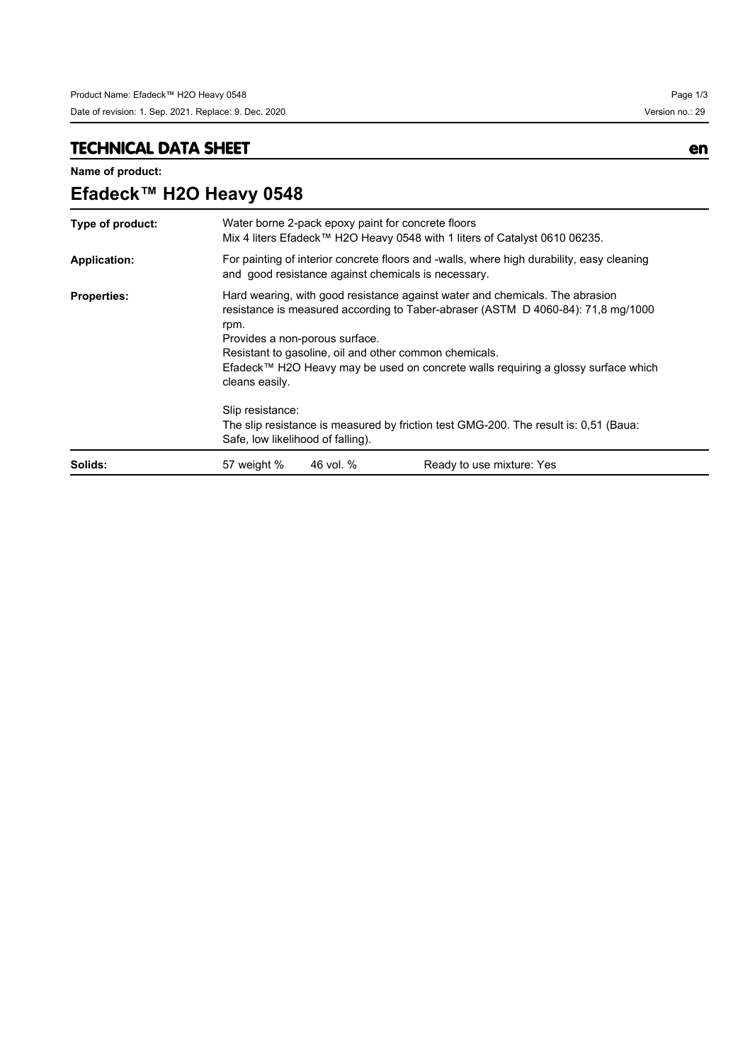## TECHNICAL DATA SHEET

en

**Name of product:**

# Efadeck™ H2O Heavy 0548

| | |
|---|---|
| **Type of product:** | Water borne 2-pack epoxy paint for concrete floors<br>Mix 4 liters Efadeck™ H2O Heavy 0548 with 1 liters of Catalyst 0610 06235. |
| **Application:** | For painting of interior concrete floors and -walls, where high durability, easy cleaning and good resistance against chemicals is necessary. |
| **Properties:** | Hard wearing, with good resistance against water and chemicals. The abrasion resistance is measured according to Taber-abraser (ASTM D 4060-84): 71,8 mg/1000 rpm.<br>Provides a non-porous surface.<br>Resistant to gasoline, oil and other common chemicals.<br>Efadeck™ H2O Heavy may be used on concrete walls requiring a glossy surface which cleans easily.<br><br>Slip resistance:<br>The slip resistance is measured by friction test GMG-200. The result is: 0,51 (Baua: Safe, low likelihood of falling). |
| **Solids:** | 57 weight % 46 vol. % Ready to use mixture: Yes |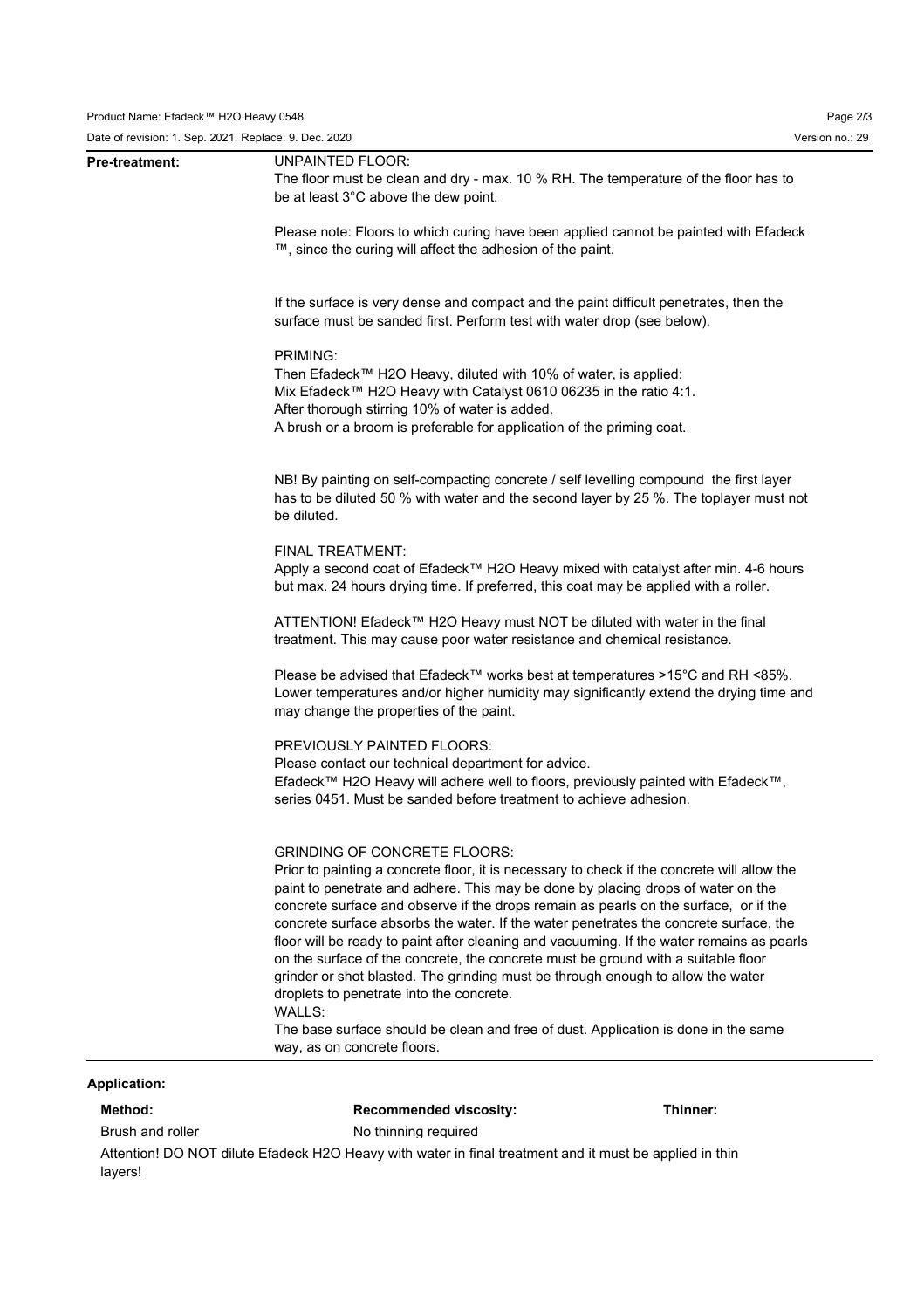**Pre-treatment:**

UNPAINTED FLOOR:
The floor must be clean and dry - max. 10 % RH. The temperature of the floor has to be at least 3°C above the dew point.

Please note: Floors to which curing have been applied cannot be painted with Efadeck ™, since the curing will affect the adhesion of the paint.

If the surface is very dense and compact and the paint difficult penetrates, then the surface must be sanded first. Perform test with water drop (see below).

PRIMING:
Then Efadeck™ H2O Heavy, diluted with 10% of water, is applied:
Mix Efadeck™ H2O Heavy with Catalyst 0610 06235 in the ratio 4:1.
After thorough stirring 10% of water is added.
A brush or a broom is preferable for application of the priming coat.

NB! By painting on self-compacting concrete / self levelling compound the first layer has to be diluted 50 % with water and the second layer by 25 %. The toplayer must not be diluted.

FINAL TREATMENT:
Apply a second coat of Efadeck™ H2O Heavy mixed with catalyst after min. 4-6 hours but max. 24 hours drying time. If preferred, this coat may be applied with a roller.

ATTENTION! Efadeck™ H2O Heavy must NOT be diluted with water in the final treatment. This may cause poor water resistance and chemical resistance.

Please be advised that Efadeck™ works best at temperatures >15°C and RH <85%. Lower temperatures and/or higher humidity may significantly extend the drying time and may change the properties of the paint.

PREVIOUSLY PAINTED FLOORS:
Please contact our technical department for advice.
Efadeck™ H2O Heavy will adhere well to floors, previously painted with Efadeck™, series 0451. Must be sanded before treatment to achieve adhesion.

GRINDING OF CONCRETE FLOORS:
Prior to painting a concrete floor, it is necessary to check if the concrete will allow the paint to penetrate and adhere. This may be done by placing drops of water on the concrete surface and observe if the drops remain as pearls on the surface, or if the concrete surface absorbs the water. If the water penetrates the concrete surface, the floor will be ready to paint after cleaning and vacuuming. If the water remains as pearls on the surface of the concrete, the concrete must be ground with a suitable floor grinder or shot blasted. The grinding must be through enough to allow the water droplets to penetrate into the concrete.
WALLS:
The base surface should be clean and free of dust. Application is done in the same way, as on concrete floors.

**Application:**

| **Method:** | **Recommended viscosity:** | **Thinner:** |
| --- | --- | --- |
| Brush and roller | No thinning required | |

Attention! DO NOT dilute Efadeck H2O Heavy with water in final treatment and it must be applied in thin layers!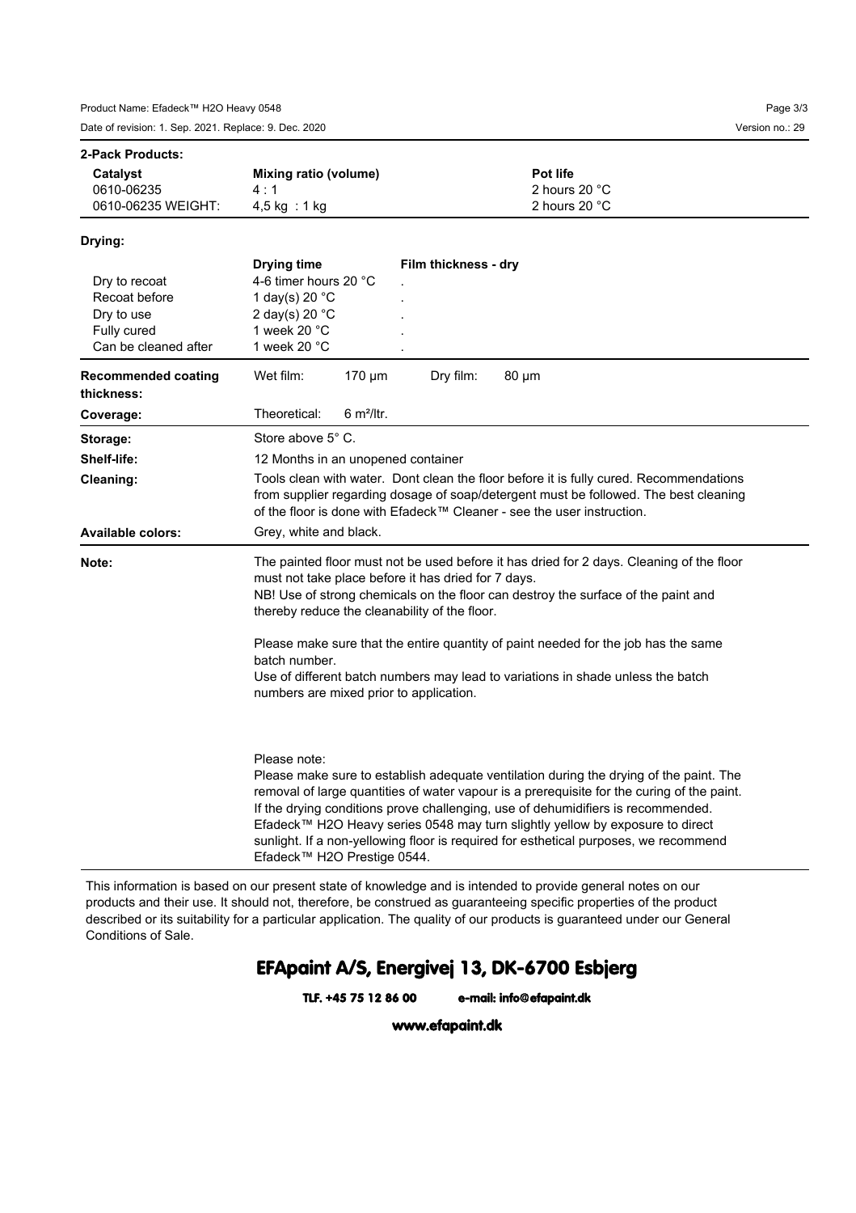**2-Pack Products:**

| Catalyst | Mixing ratio (volume) | Pot life |
|---|---|---|
| 0610-06235 | 4 : 1 | 2 hours 20 °C |
| 0610-06235 WEIGHT: | 4,5 kg : 1 kg | 2 hours 20 °C |

**Drying:**

| | Drying time | Film thickness - dry |
|---|---|---|
| Dry to recoat | 4-6 timer hours 20 °C | . |
| Recoat before | 1 day(s) 20 °C | . |
| Dry to use | 2 day(s) 20 °C | . |
| Fully cured | 1 week 20 °C | . |
| Can be cleaned after | 1 week 20 °C | . |

**Recommended coating thickness:** Wet film: 170 µm Dry film: 80 µm

**Coverage:** Theoretical: 6 m²/ltr.

**Storage:** Store above 5° C.

**Shelf-life:** 12 Months in an unopened container

**Cleaning:** Tools clean with water. Dont clean the floor before it is fully cured. Recommendations from supplier regarding dosage of soap/detergent must be followed. The best cleaning of the floor is done with Efadeck™ Cleaner - see the user instruction.

**Available colors:** Grey, white and black.

**Note:** The painted floor must not be used before it has dried for 2 days. Cleaning of the floor must not take place before it has dried for 7 days.
NB! Use of strong chemicals on the floor can destroy the surface of the paint and thereby reduce the cleanability of the floor.

Please make sure that the entire quantity of paint needed for the job has the same batch number.
Use of different batch numbers may lead to variations in shade unless the batch numbers are mixed prior to application.

Please note:
Please make sure to establish adequate ventilation during the drying of the paint. The removal of large quantities of water vapour is a prerequisite for the curing of the paint. If the drying conditions prove challenging, use of dehumidifiers is recommended. Efadeck™ H2O Heavy series 0548 may turn slightly yellow by exposure to direct sunlight. If a non-yellowing floor is required for esthetical purposes, we recommend Efadeck™ H2O Prestige 0544.

This information is based on our present state of knowledge and is intended to provide general notes on our products and their use. It should not, therefore, be construed as guaranteeing specific properties of the product described or its suitability for a particular application. The quality of our products is guaranteed under our General Conditions of Sale.

**EFApaint A/S, Energivej 13, DK-6700 Esbjerg**

**TLF. +45 75 12 86 00 e-mail: info@efapaint.dk**

**www.efapaint.dk**